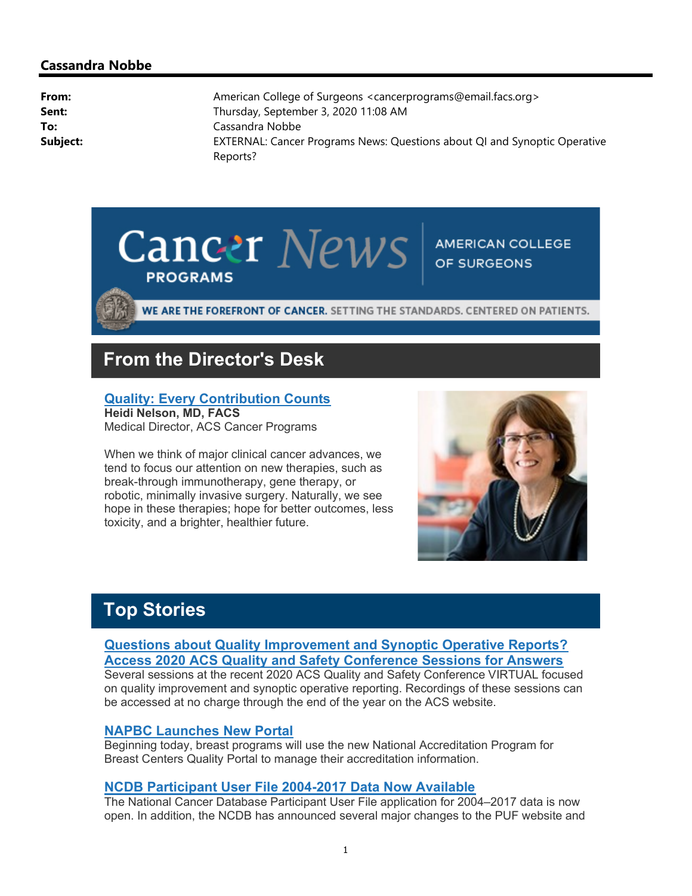## Cassandra Nobbe

**From:** American College of Surgeons <cancerprograms@email.facs.org>
**Sent:** Thursday, September 3, 2020 11:08 AM
**To:** Cassandra Nobbe
**Subject:** EXTERNAL: Cancer Programs News: Questions about QI and Synoptic Operative Reports?

Cancer Programs News | AMERICAN COLLEGE OF SURGEONS

WE ARE THE FOREFRONT OF CANCER. SETTING THE STANDARDS. CENTERED ON PATIENTS.

## From the Director's Desk

### Quality: Every Contribution Counts

**Heidi Nelson, MD, FACS**
Medical Director, ACS Cancer Programs

When we think of major clinical cancer advances, we tend to focus our attention on new therapies, such as break-through immunotherapy, gene therapy, or robotic, minimally invasive surgery. Naturally, we see hope in these therapies; hope for better outcomes, less toxicity, and a brighter, healthier future.

## Top Stories

### Questions about Quality Improvement and Synoptic Operative Reports? Access 2020 ACS Quality and Safety Conference Sessions for Answers

Several sessions at the recent 2020 ACS Quality and Safety Conference VIRTUAL focused on quality improvement and synoptic operative reporting. Recordings of these sessions can be accessed at no charge through the end of the year on the ACS website.

### NAPBC Launches New Portal

Beginning today, breast programs will use the new National Accreditation Program for Breast Centers Quality Portal to manage their accreditation information.

### NCDB Participant User File 2004-2017 Data Now Available

The National Cancer Database Participant User File application for 2004–2017 data is now open. In addition, the NCDB has announced several major changes to the PUF website and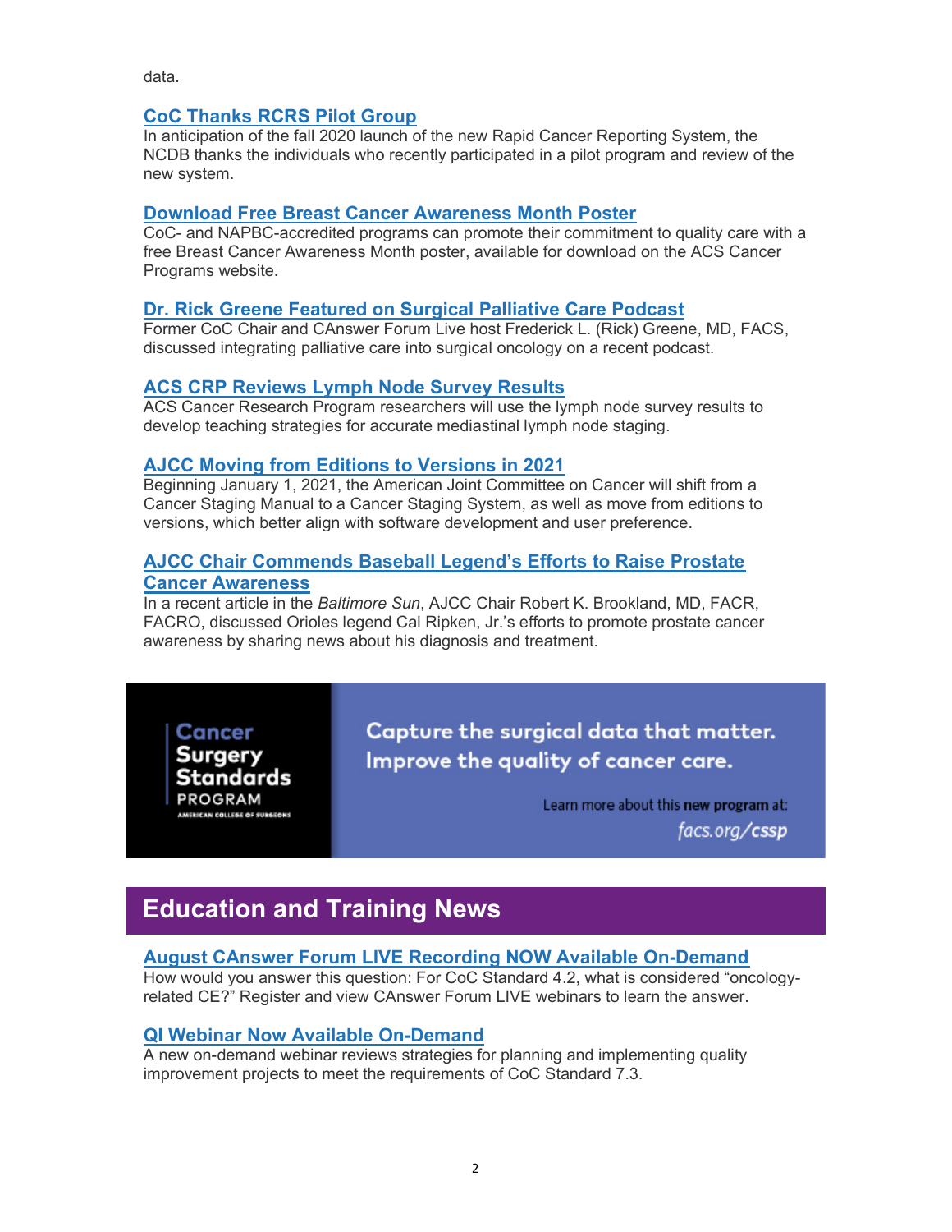data.

### CoC Thanks RCRS Pilot Group

In anticipation of the fall 2020 launch of the new Rapid Cancer Reporting System, the NCDB thanks the individuals who recently participated in a pilot program and review of the new system.

### Download Free Breast Cancer Awareness Month Poster

CoC- and NAPBC-accredited programs can promote their commitment to quality care with a free Breast Cancer Awareness Month poster, available for download on the ACS Cancer Programs website.

### Dr. Rick Greene Featured on Surgical Palliative Care Podcast

Former CoC Chair and CAnswer Forum Live host Frederick L. (Rick) Greene, MD, FACS, discussed integrating palliative care into surgical oncology on a recent podcast.

### ACS CRP Reviews Lymph Node Survey Results

ACS Cancer Research Program researchers will use the lymph node survey results to develop teaching strategies for accurate mediastinal lymph node staging.

### AJCC Moving from Editions to Versions in 2021

Beginning January 1, 2021, the American Joint Committee on Cancer will shift from a Cancer Staging Manual to a Cancer Staging System, as well as move from editions to versions, which better align with software development and user preference.

### AJCC Chair Commends Baseball Legend's Efforts to Raise Prostate Cancer Awareness

In a recent article in the *Baltimore Sun*, AJCC Chair Robert K. Brookland, MD, FACR, FACRO, discussed Orioles legend Cal Ripken, Jr.'s efforts to promote prostate cancer awareness by sharing news about his diagnosis and treatment.

Cancer Surgery Standards PROGRAM
AMERICAN COLLEGE OF SURGEONS

Capture the surgical data that matter.
Improve the quality of cancer care.

Learn more about this **new program** at:
*facs.org/cssp*

## Education and Training News

### August CAnswer Forum LIVE Recording NOW Available On-Demand

How would you answer this question: For CoC Standard 4.2, what is considered "oncology-related CE?" Register and view CAnswer Forum LIVE webinars to learn the answer.

### QI Webinar Now Available On-Demand

A new on-demand webinar reviews strategies for planning and implementing quality improvement projects to meet the requirements of CoC Standard 7.3.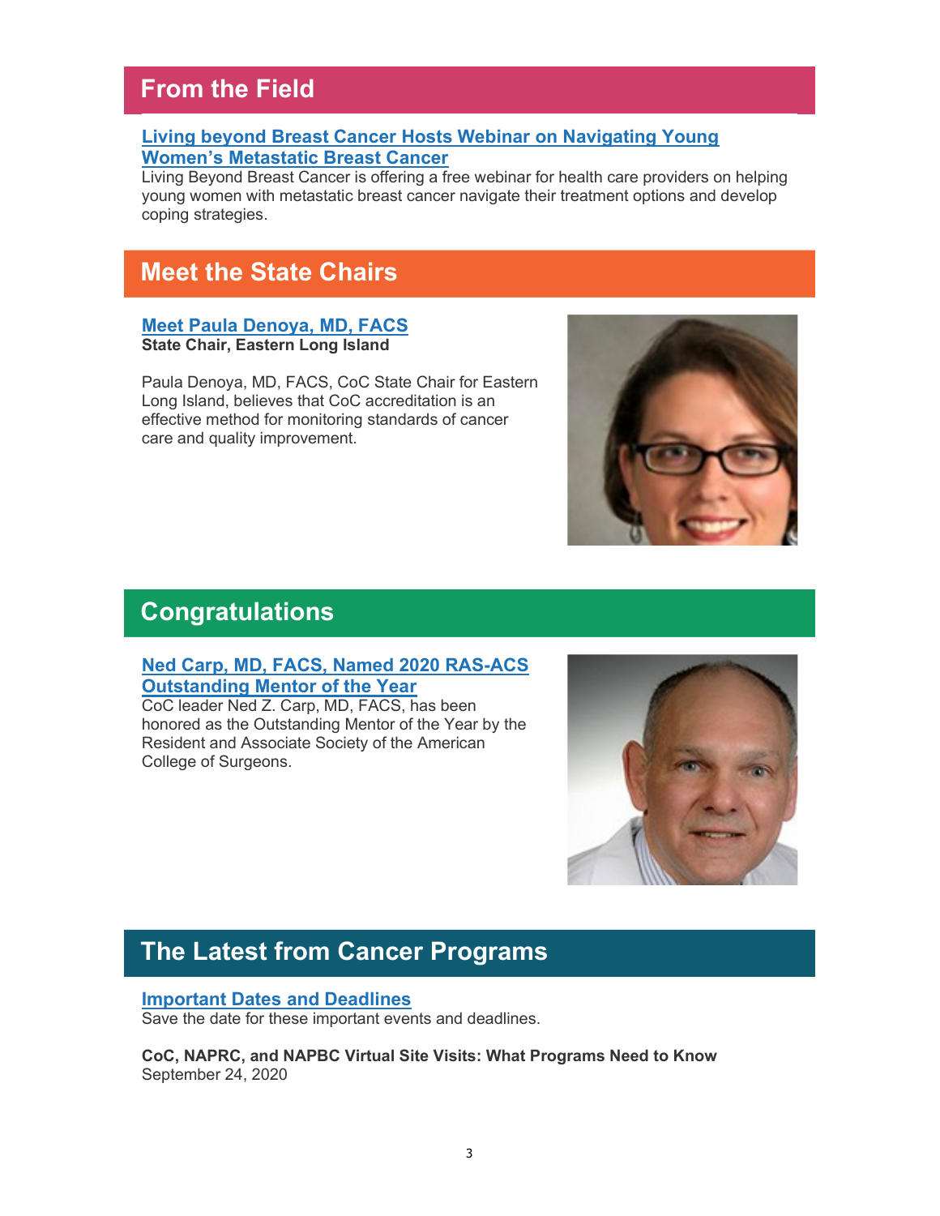## From the Field

**Living beyond Breast Cancer Hosts Webinar on Navigating Young Women's Metastatic Breast Cancer**
Living Beyond Breast Cancer is offering a free webinar for health care providers on helping young women with metastatic breast cancer navigate their treatment options and develop coping strategies.

## Meet the State Chairs

**Meet Paula Denoya, MD, FACS**
**State Chair, Eastern Long Island**

Paula Denoya, MD, FACS, CoC State Chair for Eastern Long Island, believes that CoC accreditation is an effective method for monitoring standards of cancer care and quality improvement.

## Congratulations

**Ned Carp, MD, FACS, Named 2020 RAS-ACS Outstanding Mentor of the Year**
CoC leader Ned Z. Carp, MD, FACS, has been honored as the Outstanding Mentor of the Year by the Resident and Associate Society of the American College of Surgeons.

## The Latest from Cancer Programs

**Important Dates and Deadlines**
Save the date for these important events and deadlines.

**CoC, NAPRC, and NAPBC Virtual Site Visits: What Programs Need to Know**
September 24, 2020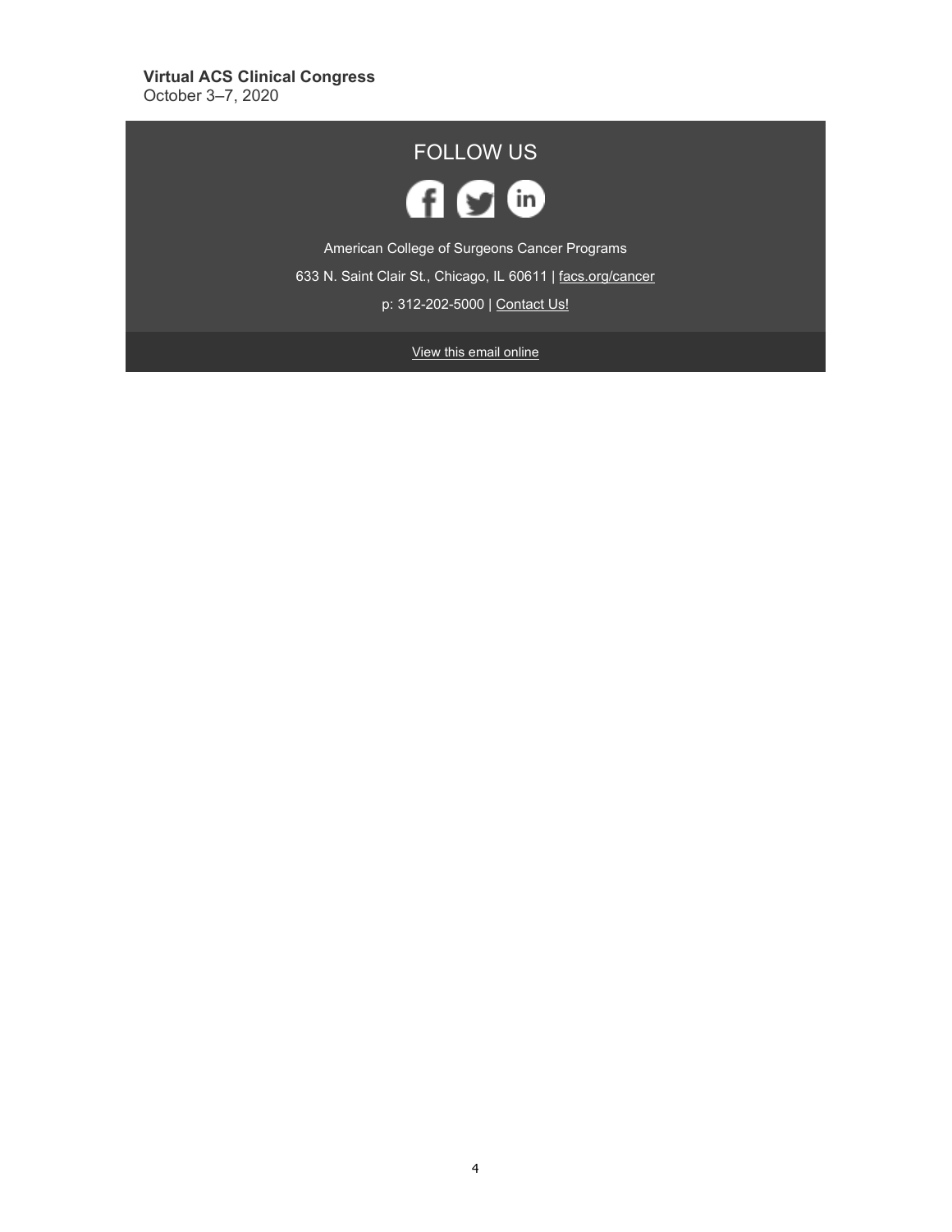**Virtual ACS Clinical Congress**
October 3–7, 2020

FOLLOW US

American College of Surgeons Cancer Programs

633 N. Saint Clair St., Chicago, IL 60611 | facs.org/cancer

p: 312-202-5000 | Contact Us!

View this email online